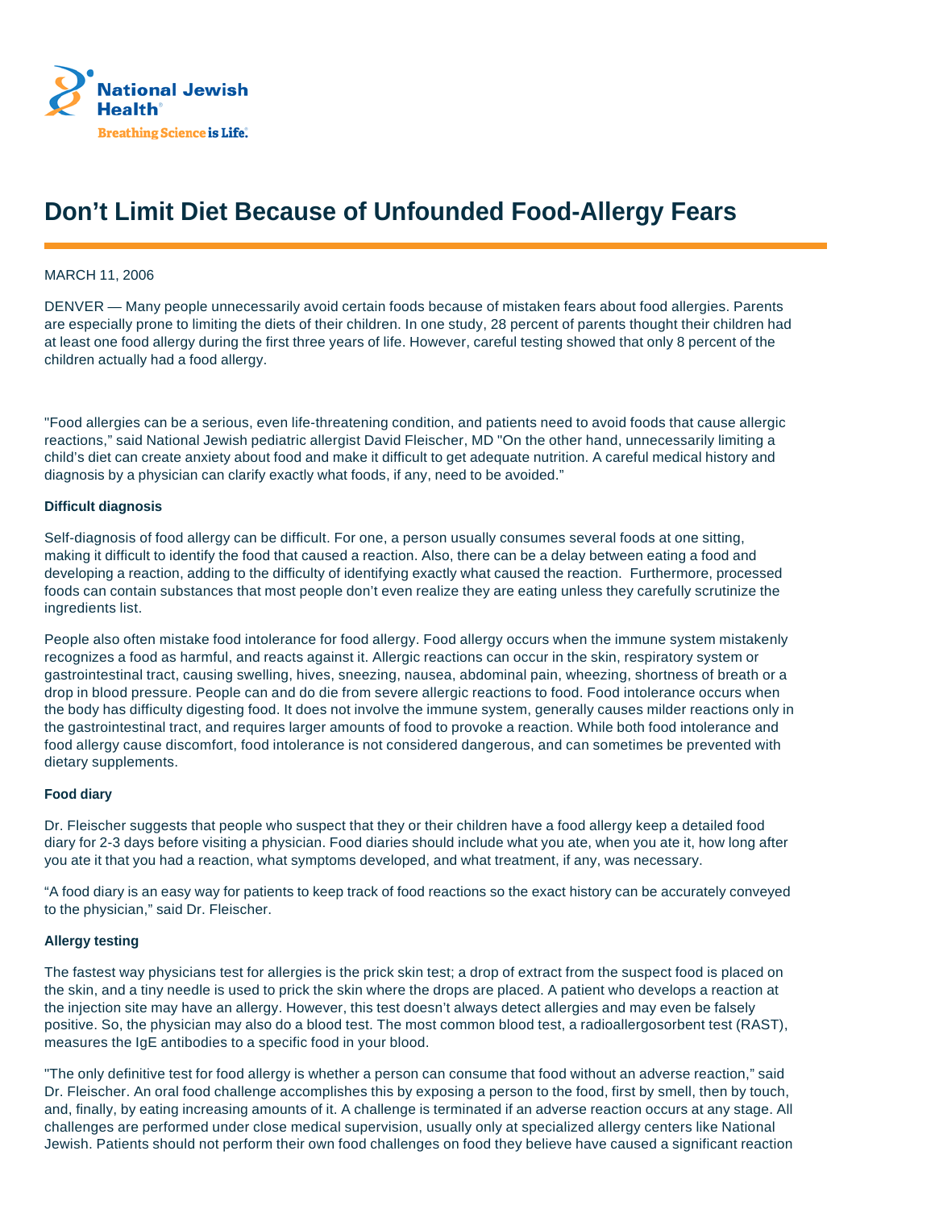National Jewish Health
Breathing Science is Life.

# Don't Limit Diet Because of Unfounded Food-Allergy Fears

MARCH 11, 2006

DENVER — Many people unnecessarily avoid certain foods because of mistaken fears about food allergies. Parents are especially prone to limiting the diets of their children. In one study, 28 percent of parents thought their children had at least one food allergy during the first three years of life. However, careful testing showed that only 8 percent of the children actually had a food allergy.

"Food allergies can be a serious, even life-threatening condition, and patients need to avoid foods that cause allergic reactions," said National Jewish pediatric allergist David Fleischer, MD "On the other hand, unnecessarily limiting a child's diet can create anxiety about food and make it difficult to get adequate nutrition. A careful medical history and diagnosis by a physician can clarify exactly what foods, if any, need to be avoided."

**Difficult diagnosis**

Self-diagnosis of food allergy can be difficult. For one, a person usually consumes several foods at one sitting, making it difficult to identify the food that caused a reaction. Also, there can be a delay between eating a food and developing a reaction, adding to the difficulty of identifying exactly what caused the reaction. Furthermore, processed foods can contain substances that most people don't even realize they are eating unless they carefully scrutinize the ingredients list.

People also often mistake food intolerance for food allergy. Food allergy occurs when the immune system mistakenly recognizes a food as harmful, and reacts against it. Allergic reactions can occur in the skin, respiratory system or gastrointestinal tract, causing swelling, hives, sneezing, nausea, abdominal pain, wheezing, shortness of breath or a drop in blood pressure. People can and do die from severe allergic reactions to food. Food intolerance occurs when the body has difficulty digesting food. It does not involve the immune system, generally causes milder reactions only in the gastrointestinal tract, and requires larger amounts of food to provoke a reaction. While both food intolerance and food allergy cause discomfort, food intolerance is not considered dangerous, and can sometimes be prevented with dietary supplements.

**Food diary**

Dr. Fleischer suggests that people who suspect that they or their children have a food allergy keep a detailed food diary for 2-3 days before visiting a physician. Food diaries should include what you ate, when you ate it, how long after you ate it that you had a reaction, what symptoms developed, and what treatment, if any, was necessary.

"A food diary is an easy way for patients to keep track of food reactions so the exact history can be accurately conveyed to the physician," said Dr. Fleischer.

**Allergy testing**

The fastest way physicians test for allergies is the prick skin test; a drop of extract from the suspect food is placed on the skin, and a tiny needle is used to prick the skin where the drops are placed. A patient who develops a reaction at the injection site may have an allergy. However, this test doesn't always detect allergies and may even be falsely positive. So, the physician may also do a blood test. The most common blood test, a radioallergosorbent test (RAST), measures the IgE antibodies to a specific food in your blood.

"The only definitive test for food allergy is whether a person can consume that food without an adverse reaction," said Dr. Fleischer. An oral food challenge accomplishes this by exposing a person to the food, first by smell, then by touch, and, finally, by eating increasing amounts of it. A challenge is terminated if an adverse reaction occurs at any stage. All challenges are performed under close medical supervision, usually only at specialized allergy centers like National Jewish. Patients should not perform their own food challenges on food they believe have caused a significant reaction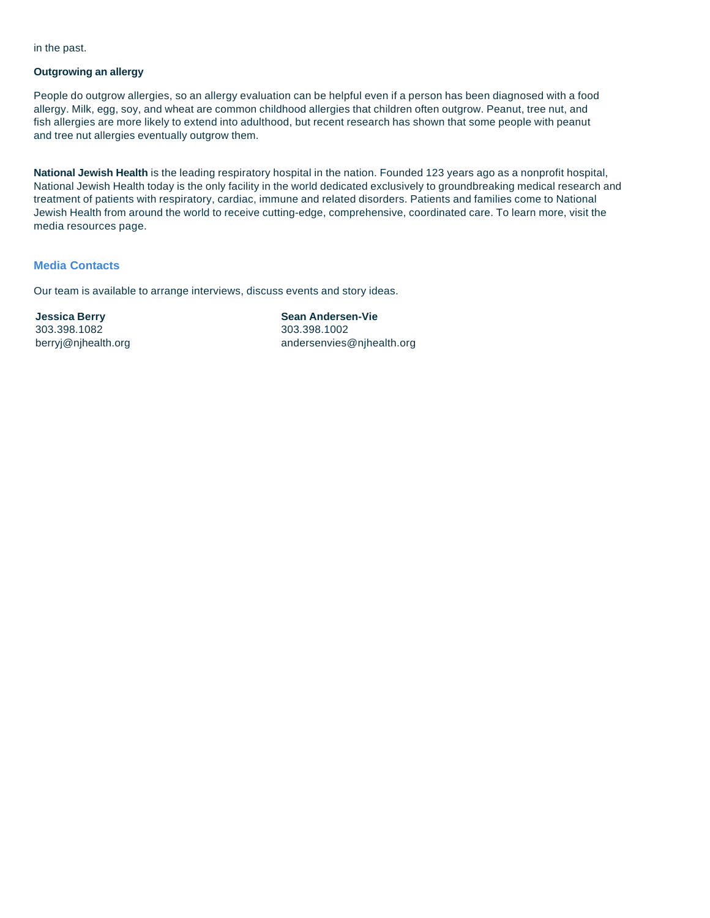in the past.

**Outgrowing an allergy**

People do outgrow allergies, so an allergy evaluation can be helpful even if a person has been diagnosed with a food allergy. Milk, egg, soy, and wheat are common childhood allergies that children often outgrow. Peanut, tree nut, and fish allergies are more likely to extend into adulthood, but recent research has shown that some people with peanut and tree nut allergies eventually outgrow them.

**National Jewish Health** is the leading respiratory hospital in the nation. Founded 123 years ago as a nonprofit hospital, National Jewish Health today is the only facility in the world dedicated exclusively to groundbreaking medical research and treatment of patients with respiratory, cardiac, immune and related disorders. Patients and families come to National Jewish Health from around the world to receive cutting-edge, comprehensive, coordinated care. To learn more, visit the media resources page.

## Media Contacts

Our team is available to arrange interviews, discuss events and story ideas.

**Jessica Berry**
303.398.1082
berryj@njhealth.org

**Sean Andersen-Vie**
303.398.1002
andersenvies@njhealth.org